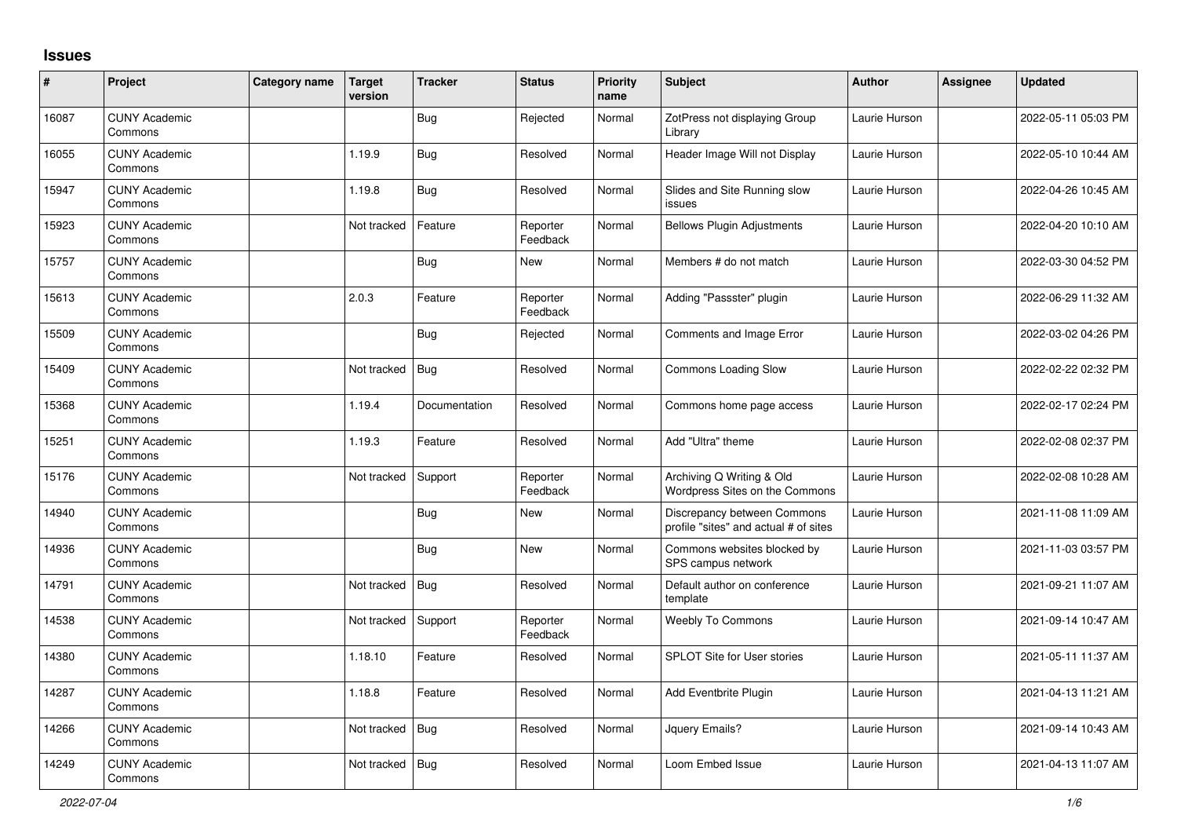# Issues

| # | Project | Category name | Target version | Tracker | Status | Priority name | Subject | Author | Assignee | Updated |
|---|---|---|---|---|---|---|---|---|---|---|
| 16087 | CUNY Academic Commons | | | Bug | Rejected | Normal | ZotPress not displaying Group Library | Laurie Hurson | | 2022-05-11 05:03 PM |
| 16055 | CUNY Academic Commons | | 1.19.9 | Bug | Resolved | Normal | Header Image Will not Display | Laurie Hurson | | 2022-05-10 10:44 AM |
| 15947 | CUNY Academic Commons | | 1.19.8 | Bug | Resolved | Normal | Slides and Site Running slow issues | Laurie Hurson | | 2022-04-26 10:45 AM |
| 15923 | CUNY Academic Commons | | Not tracked | Feature | Reporter Feedback | Normal | Bellows Plugin Adjustments | Laurie Hurson | | 2022-04-20 10:10 AM |
| 15757 | CUNY Academic Commons | | | Bug | New | Normal | Members # do not match | Laurie Hurson | | 2022-03-30 04:52 PM |
| 15613 | CUNY Academic Commons | | 2.0.3 | Feature | Reporter Feedback | Normal | Adding "Passster" plugin | Laurie Hurson | | 2022-06-29 11:32 AM |
| 15509 | CUNY Academic Commons | | | Bug | Rejected | Normal | Comments and Image Error | Laurie Hurson | | 2022-03-02 04:26 PM |
| 15409 | CUNY Academic Commons | | Not tracked | Bug | Resolved | Normal | Commons Loading Slow | Laurie Hurson | | 2022-02-22 02:32 PM |
| 15368 | CUNY Academic Commons | | 1.19.4 | Documentation | Resolved | Normal | Commons home page access | Laurie Hurson | | 2022-02-17 02:24 PM |
| 15251 | CUNY Academic Commons | | 1.19.3 | Feature | Resolved | Normal | Add "Ultra" theme | Laurie Hurson | | 2022-02-08 02:37 PM |
| 15176 | CUNY Academic Commons | | Not tracked | Support | Reporter Feedback | Normal | Archiving Q Writing & Old Wordpress Sites on the Commons | Laurie Hurson | | 2022-02-08 10:28 AM |
| 14940 | CUNY Academic Commons | | | Bug | New | Normal | Discrepancy between Commons profile "sites" and actual # of sites | Laurie Hurson | | 2021-11-08 11:09 AM |
| 14936 | CUNY Academic Commons | | | Bug | New | Normal | Commons websites blocked by SPS campus network | Laurie Hurson | | 2021-11-03 03:57 PM |
| 14791 | CUNY Academic Commons | | Not tracked | Bug | Resolved | Normal | Default author on conference template | Laurie Hurson | | 2021-09-21 11:07 AM |
| 14538 | CUNY Academic Commons | | Not tracked | Support | Reporter Feedback | Normal | Weebly To Commons | Laurie Hurson | | 2021-09-14 10:47 AM |
| 14380 | CUNY Academic Commons | | 1.18.10 | Feature | Resolved | Normal | SPLOT Site for User stories | Laurie Hurson | | 2021-05-11 11:37 AM |
| 14287 | CUNY Academic Commons | | 1.18.8 | Feature | Resolved | Normal | Add Eventbrite Plugin | Laurie Hurson | | 2021-04-13 11:21 AM |
| 14266 | CUNY Academic Commons | | Not tracked | Bug | Resolved | Normal | Jquery Emails? | Laurie Hurson | | 2021-09-14 10:43 AM |
| 14249 | CUNY Academic Commons | | Not tracked | Bug | Resolved | Normal | Loom Embed Issue | Laurie Hurson | | 2021-04-13 11:07 AM |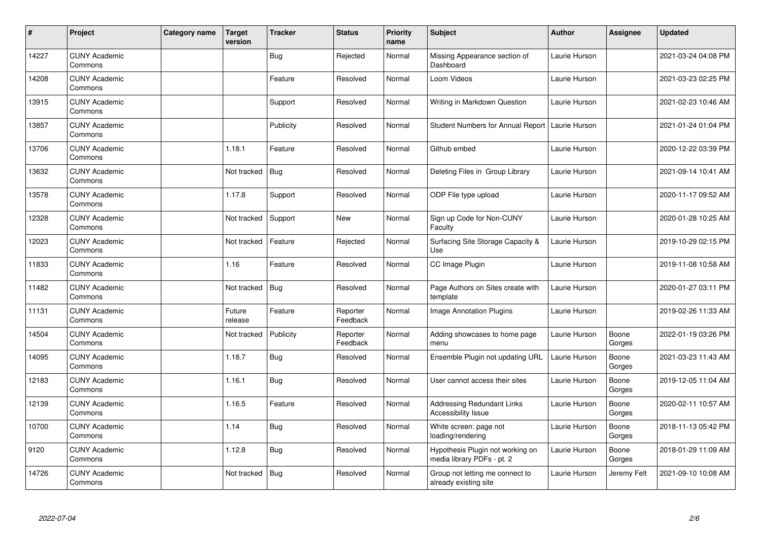| # | Project | Category name | Target version | Tracker | Status | Priority name | Subject | Author | Assignee | Updated |
|---|---|---|---|---|---|---|---|---|---|---|
| 14227 | CUNY Academic Commons | | | Bug | Rejected | Normal | Missing Appearance section of Dashboard | Laurie Hurson | | 2021-03-24 04:08 PM |
| 14208 | CUNY Academic Commons | | | Feature | Resolved | Normal | Loom Videos | Laurie Hurson | | 2021-03-23 02:25 PM |
| 13915 | CUNY Academic Commons | | | Support | Resolved | Normal | Writing in Markdown Question | Laurie Hurson | | 2021-02-23 10:46 AM |
| 13857 | CUNY Academic Commons | | | Publicity | Resolved | Normal | Student Numbers for Annual Report | Laurie Hurson | | 2021-01-24 01:04 PM |
| 13706 | CUNY Academic Commons | | 1.18.1 | Feature | Resolved | Normal | Github embed | Laurie Hurson | | 2020-12-22 03:39 PM |
| 13632 | CUNY Academic Commons | | Not tracked | Bug | Resolved | Normal | Deleting Files in Group Library | Laurie Hurson | | 2021-09-14 10:41 AM |
| 13578 | CUNY Academic Commons | | 1.17.8 | Support | Resolved | Normal | ODP File type upload | Laurie Hurson | | 2020-11-17 09:52 AM |
| 12328 | CUNY Academic Commons | | Not tracked | Support | New | Normal | Sign up Code for Non-CUNY Faculty | Laurie Hurson | | 2020-01-28 10:25 AM |
| 12023 | CUNY Academic Commons | | Not tracked | Feature | Rejected | Normal | Surfacing Site Storage Capacity & Use | Laurie Hurson | | 2019-10-29 02:15 PM |
| 11833 | CUNY Academic Commons | | 1.16 | Feature | Resolved | Normal | CC Image Plugin | Laurie Hurson | | 2019-11-08 10:58 AM |
| 11482 | CUNY Academic Commons | | Not tracked | Bug | Resolved | Normal | Page Authors on Sites create with template | Laurie Hurson | | 2020-01-27 03:11 PM |
| 11131 | CUNY Academic Commons | | Future release | Feature | Reporter Feedback | Normal | Image Annotation Plugins | Laurie Hurson | | 2019-02-26 11:33 AM |
| 14504 | CUNY Academic Commons | | Not tracked | Publicity | Reporter Feedback | Normal | Adding showcases to home page menu | Laurie Hurson | Boone Gorges | 2022-01-19 03:26 PM |
| 14095 | CUNY Academic Commons | | 1.18.7 | Bug | Resolved | Normal | Ensemble Plugin not updating URL | Laurie Hurson | Boone Gorges | 2021-03-23 11:43 AM |
| 12183 | CUNY Academic Commons | | 1.16.1 | Bug | Resolved | Normal | User cannot access their sites | Laurie Hurson | Boone Gorges | 2019-12-05 11:04 AM |
| 12139 | CUNY Academic Commons | | 1.16.5 | Feature | Resolved | Normal | Addressing Redundant Links Accessibility Issue | Laurie Hurson | Boone Gorges | 2020-02-11 10:57 AM |
| 10700 | CUNY Academic Commons | | 1.14 | Bug | Resolved | Normal | White screen: page not loading/rendering | Laurie Hurson | Boone Gorges | 2018-11-13 05:42 PM |
| 9120 | CUNY Academic Commons | | 1.12.8 | Bug | Resolved | Normal | Hypothesis Plugin not working on media library PDFs - pt. 2 | Laurie Hurson | Boone Gorges | 2018-01-29 11:09 AM |
| 14726 | CUNY Academic Commons | | Not tracked | Bug | Resolved | Normal | Group not letting me connect to already existing site | Laurie Hurson | Jeremy Felt | 2021-09-10 10:08 AM |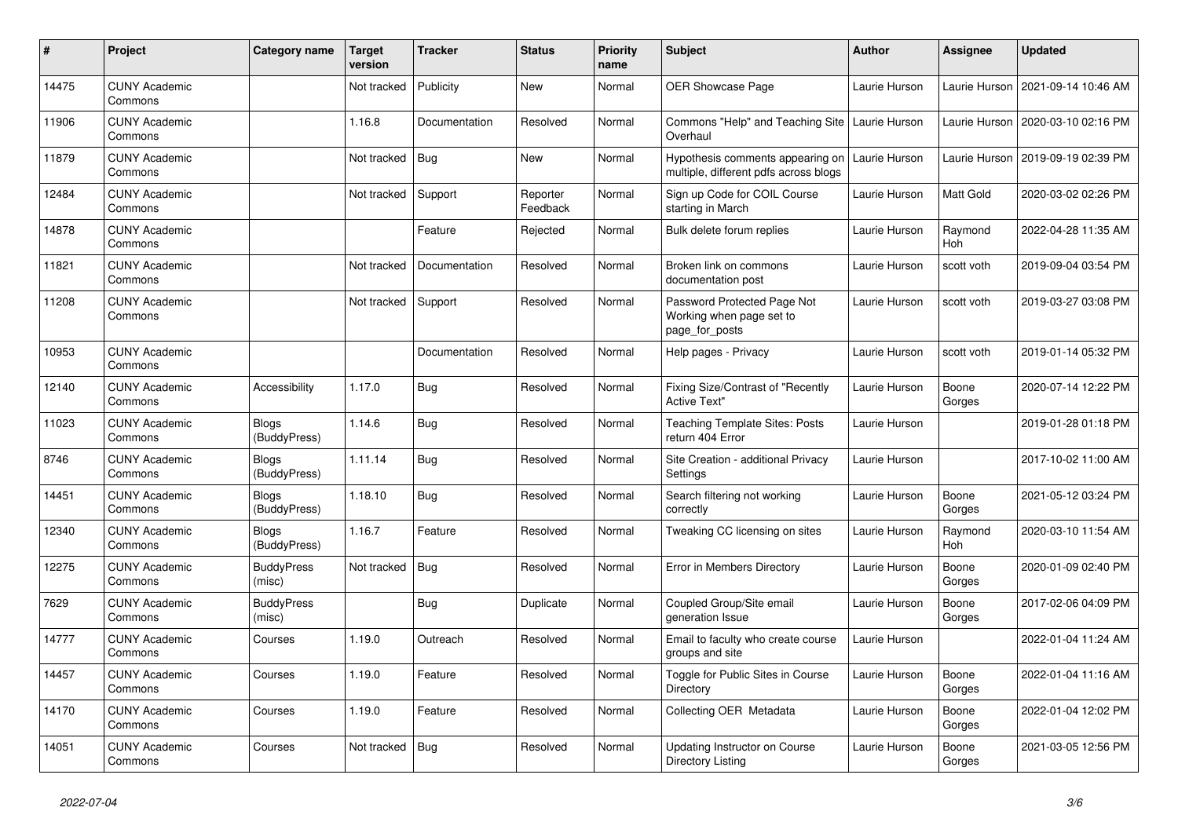| # | Project | Category name | Target version | Tracker | Status | Priority name | Subject | Author | Assignee | Updated |
|---|---|---|---|---|---|---|---|---|---|---|
| 14475 | CUNY Academic Commons | | Not tracked | Publicity | New | Normal | OER Showcase Page | Laurie Hurson | Laurie Hurson | 2021-09-14 10:46 AM |
| 11906 | CUNY Academic Commons | | 1.16.8 | Documentation | Resolved | Normal | Commons "Help" and Teaching Site Overhaul | Laurie Hurson | Laurie Hurson | 2020-03-10 02:16 PM |
| 11879 | CUNY Academic Commons | | Not tracked | Bug | New | Normal | Hypothesis comments appearing on multiple, different pdfs across blogs | Laurie Hurson | Laurie Hurson | 2019-09-19 02:39 PM |
| 12484 | CUNY Academic Commons | | Not tracked | Support | Reporter Feedback | Normal | Sign up Code for COIL Course starting in March | Laurie Hurson | Matt Gold | 2020-03-02 02:26 PM |
| 14878 | CUNY Academic Commons | | | Feature | Rejected | Normal | Bulk delete forum replies | Laurie Hurson | Raymond Hoh | 2022-04-28 11:35 AM |
| 11821 | CUNY Academic Commons | | Not tracked | Documentation | Resolved | Normal | Broken link on commons documentation post | Laurie Hurson | scott voth | 2019-09-04 03:54 PM |
| 11208 | CUNY Academic Commons | | Not tracked | Support | Resolved | Normal | Password Protected Page Not Working when page set to page_for_posts | Laurie Hurson | scott voth | 2019-03-27 03:08 PM |
| 10953 | CUNY Academic Commons | | | Documentation | Resolved | Normal | Help pages - Privacy | Laurie Hurson | scott voth | 2019-01-14 05:32 PM |
| 12140 | CUNY Academic Commons | Accessibility | 1.17.0 | Bug | Resolved | Normal | Fixing Size/Contrast of "Recently Active Text" | Laurie Hurson | Boone Gorges | 2020-07-14 12:22 PM |
| 11023 | CUNY Academic Commons | Blogs (BuddyPress) | 1.14.6 | Bug | Resolved | Normal | Teaching Template Sites: Posts return 404 Error | Laurie Hurson | | 2019-01-28 01:18 PM |
| 8746 | CUNY Academic Commons | Blogs (BuddyPress) | 1.11.14 | Bug | Resolved | Normal | Site Creation - additional Privacy Settings | Laurie Hurson | | 2017-10-02 11:00 AM |
| 14451 | CUNY Academic Commons | Blogs (BuddyPress) | 1.18.10 | Bug | Resolved | Normal | Search filtering not working correctly | Laurie Hurson | Boone Gorges | 2021-05-12 03:24 PM |
| 12340 | CUNY Academic Commons | Blogs (BuddyPress) | 1.16.7 | Feature | Resolved | Normal | Tweaking CC licensing on sites | Laurie Hurson | Raymond Hoh | 2020-03-10 11:54 AM |
| 12275 | CUNY Academic Commons | BuddyPress (misc) | Not tracked | Bug | Resolved | Normal | Error in Members Directory | Laurie Hurson | Boone Gorges | 2020-01-09 02:40 PM |
| 7629 | CUNY Academic Commons | BuddyPress (misc) | | Bug | Duplicate | Normal | Coupled Group/Site email generation Issue | Laurie Hurson | Boone Gorges | 2017-02-06 04:09 PM |
| 14777 | CUNY Academic Commons | Courses | 1.19.0 | Outreach | Resolved | Normal | Email to faculty who create course groups and site | Laurie Hurson | | 2022-01-04 11:24 AM |
| 14457 | CUNY Academic Commons | Courses | 1.19.0 | Feature | Resolved | Normal | Toggle for Public Sites in Course Directory | Laurie Hurson | Boone Gorges | 2022-01-04 11:16 AM |
| 14170 | CUNY Academic Commons | Courses | 1.19.0 | Feature | Resolved | Normal | Collecting OER Metadata | Laurie Hurson | Boone Gorges | 2022-01-04 12:02 PM |
| 14051 | CUNY Academic Commons | Courses | Not tracked | Bug | Resolved | Normal | Updating Instructor on Course Directory Listing | Laurie Hurson | Boone Gorges | 2021-03-05 12:56 PM |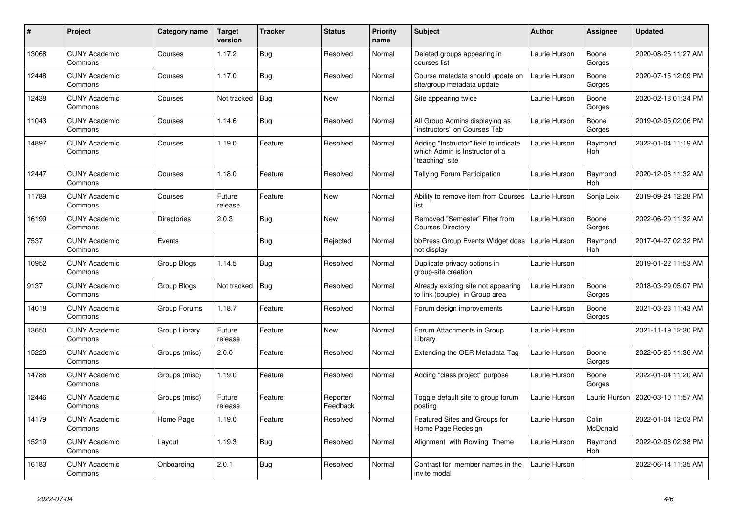| # | Project | Category name | Target version | Tracker | Status | Priority name | Subject | Author | Assignee | Updated |
|---|---|---|---|---|---|---|---|---|---|---|
| 13068 | CUNY Academic Commons | Courses | 1.17.2 | Bug | Resolved | Normal | Deleted groups appearing in courses list | Laurie Hurson | Boone Gorges | 2020-08-25 11:27 AM |
| 12448 | CUNY Academic Commons | Courses | 1.17.0 | Bug | Resolved | Normal | Course metadata should update on site/group metadata update | Laurie Hurson | Boone Gorges | 2020-07-15 12:09 PM |
| 12438 | CUNY Academic Commons | Courses | Not tracked | Bug | New | Normal | Site appearing twice | Laurie Hurson | Boone Gorges | 2020-02-18 01:34 PM |
| 11043 | CUNY Academic Commons | Courses | 1.14.6 | Bug | Resolved | Normal | All Group Admins displaying as "instructors" on Courses Tab | Laurie Hurson | Boone Gorges | 2019-02-05 02:06 PM |
| 14897 | CUNY Academic Commons | Courses | 1.19.0 | Feature | Resolved | Normal | Adding "Instructor" field to indicate which Admin is Instructor of a "teaching" site | Laurie Hurson | Raymond Hoh | 2022-01-04 11:19 AM |
| 12447 | CUNY Academic Commons | Courses | 1.18.0 | Feature | Resolved | Normal | Tallying Forum Participation | Laurie Hurson | Raymond Hoh | 2020-12-08 11:32 AM |
| 11789 | CUNY Academic Commons | Courses | Future release | Feature | New | Normal | Ability to remove item from Courses list | Laurie Hurson | Sonja Leix | 2019-09-24 12:28 PM |
| 16199 | CUNY Academic Commons | Directories | 2.0.3 | Bug | New | Normal | Removed "Semester" Filter from Courses Directory | Laurie Hurson | Boone Gorges | 2022-06-29 11:32 AM |
| 7537 | CUNY Academic Commons | Events | | Bug | Rejected | Normal | bbPress Group Events Widget does not display | Laurie Hurson | Raymond Hoh | 2017-04-27 02:32 PM |
| 10952 | CUNY Academic Commons | Group Blogs | 1.14.5 | Bug | Resolved | Normal | Duplicate privacy options in group-site creation | Laurie Hurson | | 2019-01-22 11:53 AM |
| 9137 | CUNY Academic Commons | Group Blogs | Not tracked | Bug | Resolved | Normal | Already existing site not appearing to link (couple) in Group area | Laurie Hurson | Boone Gorges | 2018-03-29 05:07 PM |
| 14018 | CUNY Academic Commons | Group Forums | 1.18.7 | Feature | Resolved | Normal | Forum design improvements | Laurie Hurson | Boone Gorges | 2021-03-23 11:43 AM |
| 13650 | CUNY Academic Commons | Group Library | Future release | Feature | New | Normal | Forum Attachments in Group Library | Laurie Hurson | | 2021-11-19 12:30 PM |
| 15220 | CUNY Academic Commons | Groups (misc) | 2.0.0 | Feature | Resolved | Normal | Extending the OER Metadata Tag | Laurie Hurson | Boone Gorges | 2022-05-26 11:36 AM |
| 14786 | CUNY Academic Commons | Groups (misc) | 1.19.0 | Feature | Resolved | Normal | Adding "class project" purpose | Laurie Hurson | Boone Gorges | 2022-01-04 11:20 AM |
| 12446 | CUNY Academic Commons | Groups (misc) | Future release | Feature | Reporter Feedback | Normal | Toggle default site to group forum posting | Laurie Hurson | Laurie Hurson | 2020-03-10 11:57 AM |
| 14179 | CUNY Academic Commons | Home Page | 1.19.0 | Feature | Resolved | Normal | Featured Sites and Groups for Home Page Redesign | Laurie Hurson | Colin McDonald | 2022-01-04 12:03 PM |
| 15219 | CUNY Academic Commons | Layout | 1.19.3 | Bug | Resolved | Normal | Alignment with Rowling Theme | Laurie Hurson | Raymond Hoh | 2022-02-08 02:38 PM |
| 16183 | CUNY Academic Commons | Onboarding | 2.0.1 | Bug | Resolved | Normal | Contrast for member names in the invite modal | Laurie Hurson | | 2022-06-14 11:35 AM |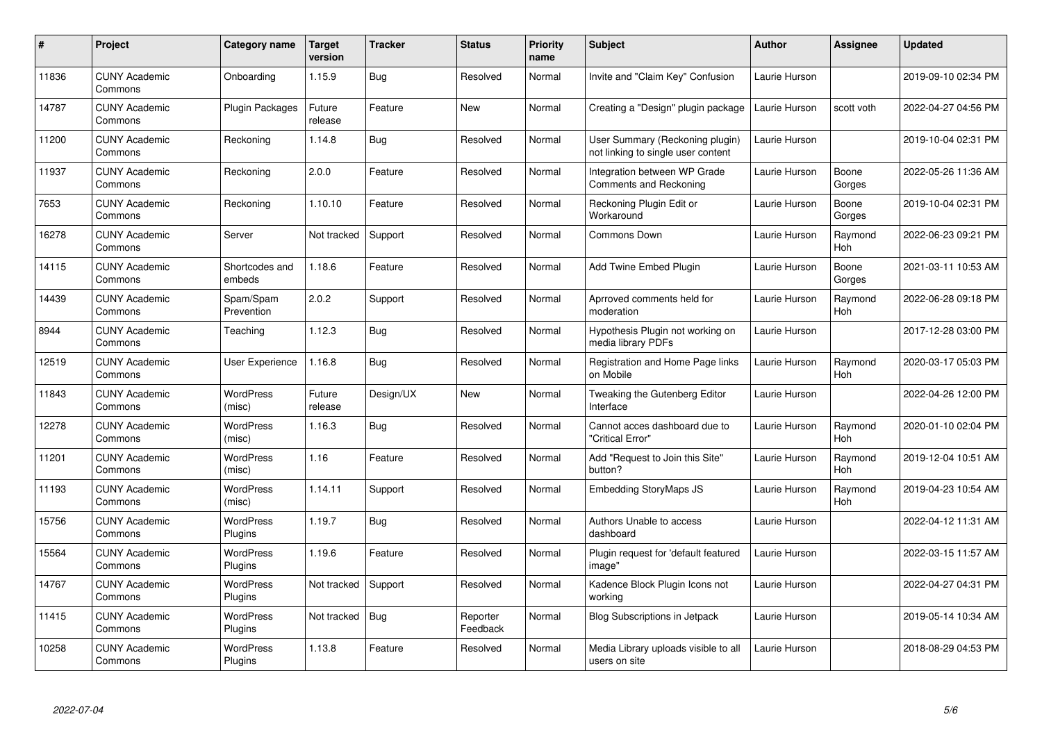| # | Project | Category name | Target version | Tracker | Status | Priority name | Subject | Author | Assignee | Updated |
|---|---|---|---|---|---|---|---|---|---|---|
| 11836 | CUNY Academic Commons | Onboarding | 1.15.9 | Bug | Resolved | Normal | Invite and "Claim Key" Confusion | Laurie Hurson | | 2019-09-10 02:34 PM |
| 14787 | CUNY Academic Commons | Plugin Packages | Future release | Feature | New | Normal | Creating a "Design" plugin package | Laurie Hurson | scott voth | 2022-04-27 04:56 PM |
| 11200 | CUNY Academic Commons | Reckoning | 1.14.8 | Bug | Resolved | Normal | User Summary (Reckoning plugin) not linking to single user content | Laurie Hurson | | 2019-10-04 02:31 PM |
| 11937 | CUNY Academic Commons | Reckoning | 2.0.0 | Feature | Resolved | Normal | Integration between WP Grade Comments and Reckoning | Laurie Hurson | Boone Gorges | 2022-05-26 11:36 AM |
| 7653 | CUNY Academic Commons | Reckoning | 1.10.10 | Feature | Resolved | Normal | Reckoning Plugin Edit or Workaround | Laurie Hurson | Boone Gorges | 2019-10-04 02:31 PM |
| 16278 | CUNY Academic Commons | Server | Not tracked | Support | Resolved | Normal | Commons Down | Laurie Hurson | Raymond Hoh | 2022-06-23 09:21 PM |
| 14115 | CUNY Academic Commons | Shortcodes and embeds | 1.18.6 | Feature | Resolved | Normal | Add Twine Embed Plugin | Laurie Hurson | Boone Gorges | 2021-03-11 10:53 AM |
| 14439 | CUNY Academic Commons | Spam/Spam Prevention | 2.0.2 | Support | Resolved | Normal | Aprroved comments held for moderation | Laurie Hurson | Raymond Hoh | 2022-06-28 09:18 PM |
| 8944 | CUNY Academic Commons | Teaching | 1.12.3 | Bug | Resolved | Normal | Hypothesis Plugin not working on media library PDFs | Laurie Hurson | | 2017-12-28 03:00 PM |
| 12519 | CUNY Academic Commons | User Experience | 1.16.8 | Bug | Resolved | Normal | Registration and Home Page links on Mobile | Laurie Hurson | Raymond Hoh | 2020-03-17 05:03 PM |
| 11843 | CUNY Academic Commons | WordPress (misc) | Future release | Design/UX | New | Normal | Tweaking the Gutenberg Editor Interface | Laurie Hurson | | 2022-04-26 12:00 PM |
| 12278 | CUNY Academic Commons | WordPress (misc) | 1.16.3 | Bug | Resolved | Normal | Cannot acces dashboard due to "Critical Error" | Laurie Hurson | Raymond Hoh | 2020-01-10 02:04 PM |
| 11201 | CUNY Academic Commons | WordPress (misc) | 1.16 | Feature | Resolved | Normal | Add "Request to Join this Site" button? | Laurie Hurson | Raymond Hoh | 2019-12-04 10:51 AM |
| 11193 | CUNY Academic Commons | WordPress (misc) | 1.14.11 | Support | Resolved | Normal | Embedding StoryMaps JS | Laurie Hurson | Raymond Hoh | 2019-04-23 10:54 AM |
| 15756 | CUNY Academic Commons | WordPress Plugins | 1.19.7 | Bug | Resolved | Normal | Authors Unable to access dashboard | Laurie Hurson | | 2022-04-12 11:31 AM |
| 15564 | CUNY Academic Commons | WordPress Plugins | 1.19.6 | Feature | Resolved | Normal | Plugin request for 'default featured image" | Laurie Hurson | | 2022-03-15 11:57 AM |
| 14767 | CUNY Academic Commons | WordPress Plugins | Not tracked | Support | Resolved | Normal | Kadence Block Plugin Icons not working | Laurie Hurson | | 2022-04-27 04:31 PM |
| 11415 | CUNY Academic Commons | WordPress Plugins | Not tracked | Bug | Reporter Feedback | Normal | Blog Subscriptions in Jetpack | Laurie Hurson | | 2019-05-14 10:34 AM |
| 10258 | CUNY Academic Commons | WordPress Plugins | 1.13.8 | Feature | Resolved | Normal | Media Library uploads visible to all users on site | Laurie Hurson | | 2018-08-29 04:53 PM |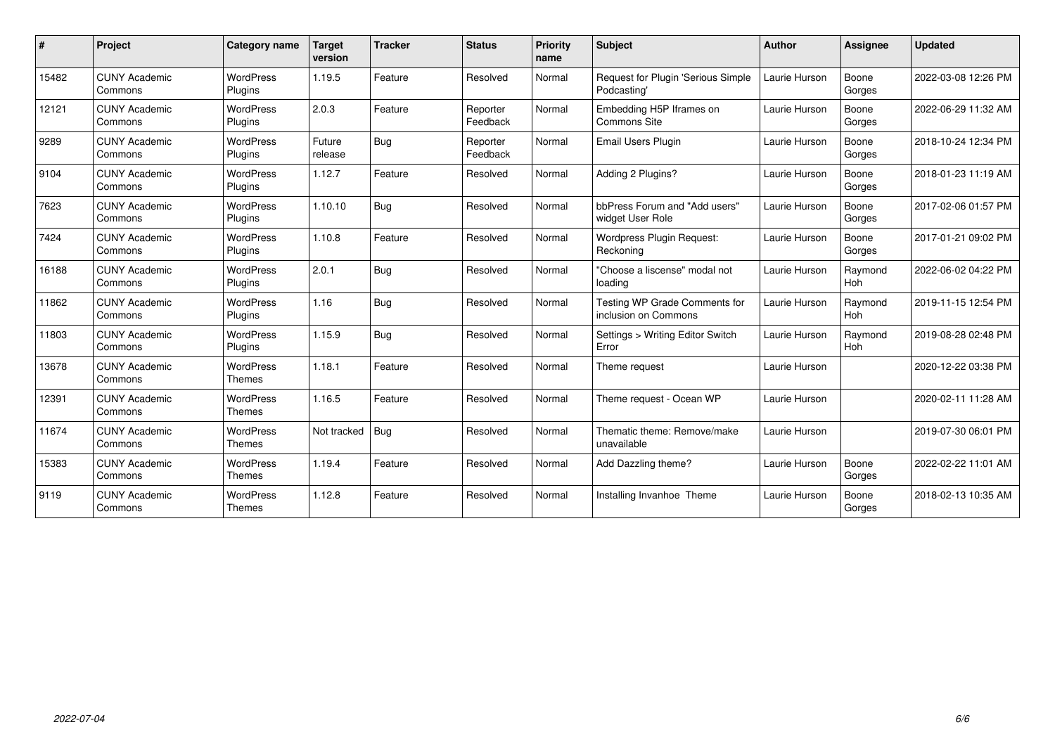| # | Project | Category name | Target version | Tracker | Status | Priority name | Subject | Author | Assignee | Updated |
|---|---|---|---|---|---|---|---|---|---|---|
| 15482 | CUNY Academic Commons | WordPress Plugins | 1.19.5 | Feature | Resolved | Normal | Request for Plugin 'Serious Simple Podcasting' | Laurie Hurson | Boone Gorges | 2022-03-08 12:26 PM |
| 12121 | CUNY Academic Commons | WordPress Plugins | 2.0.3 | Feature | Reporter Feedback | Normal | Embedding H5P Iframes on Commons Site | Laurie Hurson | Boone Gorges | 2022-06-29 11:32 AM |
| 9289 | CUNY Academic Commons | WordPress Plugins | Future release | Bug | Reporter Feedback | Normal | Email Users Plugin | Laurie Hurson | Boone Gorges | 2018-10-24 12:34 PM |
| 9104 | CUNY Academic Commons | WordPress Plugins | 1.12.7 | Feature | Resolved | Normal | Adding 2 Plugins? | Laurie Hurson | Boone Gorges | 2018-01-23 11:19 AM |
| 7623 | CUNY Academic Commons | WordPress Plugins | 1.10.10 | Bug | Resolved | Normal | bbPress Forum and "Add users" widget User Role | Laurie Hurson | Boone Gorges | 2017-02-06 01:57 PM |
| 7424 | CUNY Academic Commons | WordPress Plugins | 1.10.8 | Feature | Resolved | Normal | Wordpress Plugin Request: Reckoning | Laurie Hurson | Boone Gorges | 2017-01-21 09:02 PM |
| 16188 | CUNY Academic Commons | WordPress Plugins | 2.0.1 | Bug | Resolved | Normal | "Choose a liscense" modal not loading | Laurie Hurson | Raymond Hoh | 2022-06-02 04:22 PM |
| 11862 | CUNY Academic Commons | WordPress Plugins | 1.16 | Bug | Resolved | Normal | Testing WP Grade Comments for inclusion on Commons | Laurie Hurson | Raymond Hoh | 2019-11-15 12:54 PM |
| 11803 | CUNY Academic Commons | WordPress Plugins | 1.15.9 | Bug | Resolved | Normal | Settings > Writing Editor Switch Error | Laurie Hurson | Raymond Hoh | 2019-08-28 02:48 PM |
| 13678 | CUNY Academic Commons | WordPress Themes | 1.18.1 | Feature | Resolved | Normal | Theme request | Laurie Hurson | | 2020-12-22 03:38 PM |
| 12391 | CUNY Academic Commons | WordPress Themes | 1.16.5 | Feature | Resolved | Normal | Theme request - Ocean WP | Laurie Hurson | | 2020-02-11 11:28 AM |
| 11674 | CUNY Academic Commons | WordPress Themes | Not tracked | Bug | Resolved | Normal | Thematic theme: Remove/make unavailable | Laurie Hurson | | 2019-07-30 06:01 PM |
| 15383 | CUNY Academic Commons | WordPress Themes | 1.19.4 | Feature | Resolved | Normal | Add Dazzling theme? | Laurie Hurson | Boone Gorges | 2022-02-22 11:01 AM |
| 9119 | CUNY Academic Commons | WordPress Themes | 1.12.8 | Feature | Resolved | Normal | Installing Invanhoe Theme | Laurie Hurson | Boone Gorges | 2018-02-13 10:35 AM |